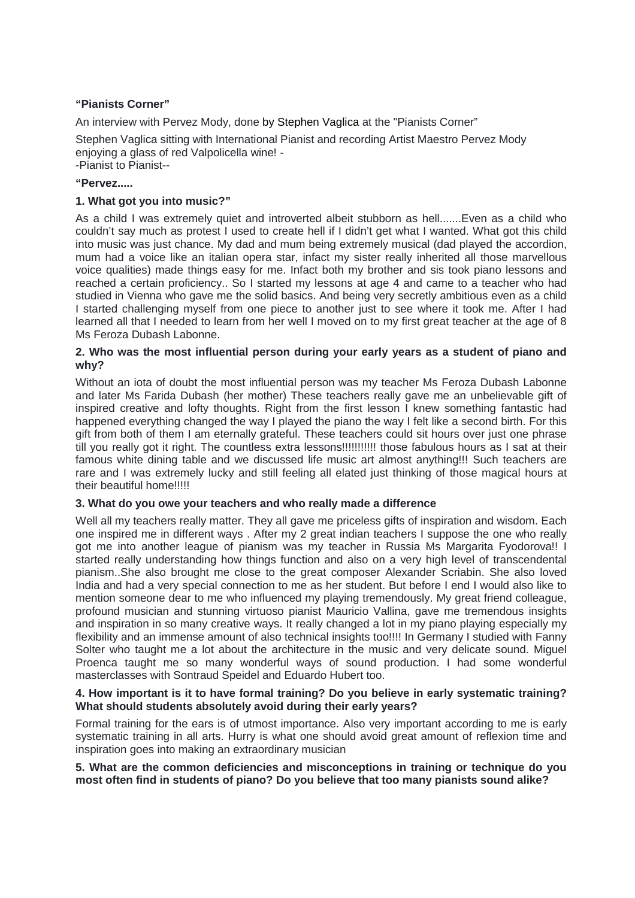**"Pianists Corner"**

An interview with Pervez Mody, done by Stephen Vaglica at the "Pianists Corner"

Stephen Vaglica sitting with International Pianist and recording Artist Maestro Pervez Mody enjoying a glass of red Valpolicella wine! -
-Pianist to Pianist--

**"Pervez.....**

**1. What got you into music?"**

As a child I was extremely quiet and introverted albeit stubborn as hell.......Even as a child who couldn't say much as protest I used to create hell if I didn't get what I wanted. What got this child into music was just chance. My dad and mum being extremely musical (dad played the accordion, mum had a voice like an italian opera star, infact my sister really inherited all those marvellous voice qualities) made things easy for me. Infact both my brother and sis took piano lessons and reached a certain proficiency.. So I started my lessons at age 4 and came to a teacher who had studied in Vienna who gave me the solid basics. And being very secretly ambitious even as a child I started challenging myself from one piece to another just to see where it took me. After I had learned all that I needed to learn from her well I moved on to my first great teacher at the age of 8 Ms Feroza Dubash Labonne.

**2. Who was the most influential person during your early years as a student of piano and why?**

Without an iota of doubt the most influential person was my teacher Ms Feroza Dubash Labonne and later Ms Farida Dubash (her mother) These teachers really gave me an unbelievable gift of inspired creative and lofty thoughts. Right from the first lesson I knew something fantastic had happened everything changed the way I played the piano the way I felt like a second birth. For this gift from both of them I am eternally grateful. These teachers could sit hours over just one phrase till you really got it right. The countless extra lessons!!!!!!!!!! those fabulous hours as I sat at their famous white dining table and we discussed life music art almost anything!!! Such teachers are rare and I was extremely lucky and still feeling all elated just thinking of those magical hours at their beautiful home!!!!!

**3. What do you owe your teachers and who really made a difference**

Well all my teachers really matter. They all gave me priceless gifts of inspiration and wisdom. Each one inspired me in different ways . After my 2 great indian teachers I suppose the one who really got me into another league of pianism was my teacher in Russia Ms Margarita Fyodorova!! I started really understanding how things function and also on a very high level of transcendental pianism..She also brought me close to the great composer Alexander Scriabin. She also loved India and had a very special connection to me as her student. But before I end I would also like to mention someone dear to me who influenced my playing tremendously. My great friend colleague, profound musician and stunning virtuoso pianist Mauricio Vallina, gave me tremendous insights and inspiration in so many creative ways. It really changed a lot in my piano playing especially my flexibility and an immense amount of also technical insights too!!!! In Germany I studied with Fanny Solter who taught me a lot about the architecture in the music and very delicate sound. Miguel Proenca taught me so many wonderful ways of sound production. I had some wonderful masterclasses with Sontraud Speidel and Eduardo Hubert too.

**4. How important is it to have formal training? Do you believe in early systematic training? What should students absolutely avoid during their early years?**

Formal training for the ears is of utmost importance. Also very important according to me is early systematic training in all arts. Hurry is what one should avoid great amount of reflexion time and inspiration goes into making an extraordinary musician

**5. What are the common deficiencies and misconceptions in training or technique do you most often find in students of piano? Do you believe that too many pianists sound alike?**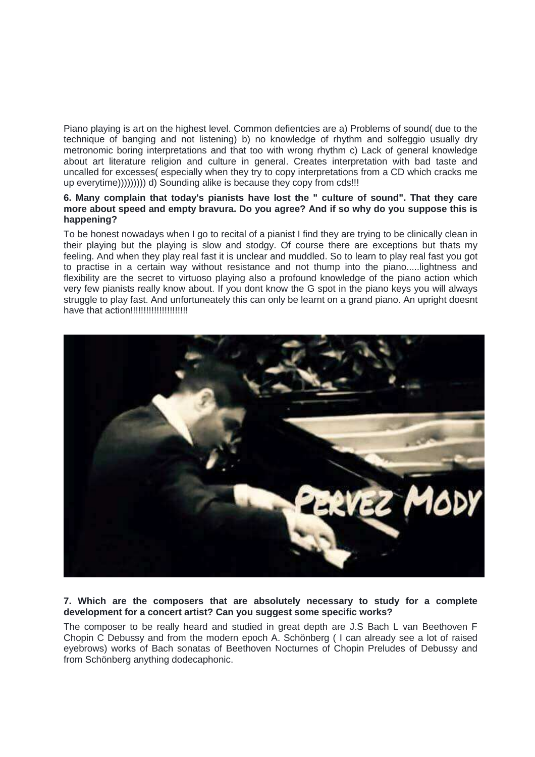Piano playing is art on the highest level. Common defientcies are a) Problems of sound( due to the technique of banging and not listening) b) no knowledge of rhythm and solfeggio usually dry metronomic boring interpretations and that too with wrong rhythm c) Lack of general knowledge about art literature religion and culture in general. Creates interpretation with bad taste and uncalled for excesses( especially when they try to copy interpretations from a CD which cracks me up everytime)))))))) d) Sounding alike is because they copy from cds!!!

**6. Many complain that today's pianists have lost the " culture of sound". That they care more about speed and empty bravura. Do you agree? And if so why do you suppose this is happening?**

To be honest nowadays when I go to recital of a pianist I find they are trying to be clinically clean in their playing but the playing is slow and stodgy. Of course there are exceptions but thats my feeling. And when they play real fast it is unclear and muddled. So to learn to play real fast you got to practise in a certain way without resistance and not thump into the piano.....lightness and flexibility are the secret to virtuoso playing also a profound knowledge of the piano action which very few pianists really know about. If you dont know the G spot in the piano keys you will always struggle to play fast. And unfortuneately this can only be learnt on a grand piano. An upright doesnt have that action!!!!!!!!!!!!!!!!!!!!!

**7. Which are the composers that are absolutely necessary to study for a complete development for a concert artist? Can you suggest some specific works?**

The composer to be really heard and studied in great depth are J.S Bach L van Beethoven F Chopin C Debussy and from the modern epoch A. Schönberg ( I can already see a lot of raised eyebrows) works of Bach sonatas of Beethoven Nocturnes of Chopin Preludes of Debussy and from Schönberg anything dodecaphonic.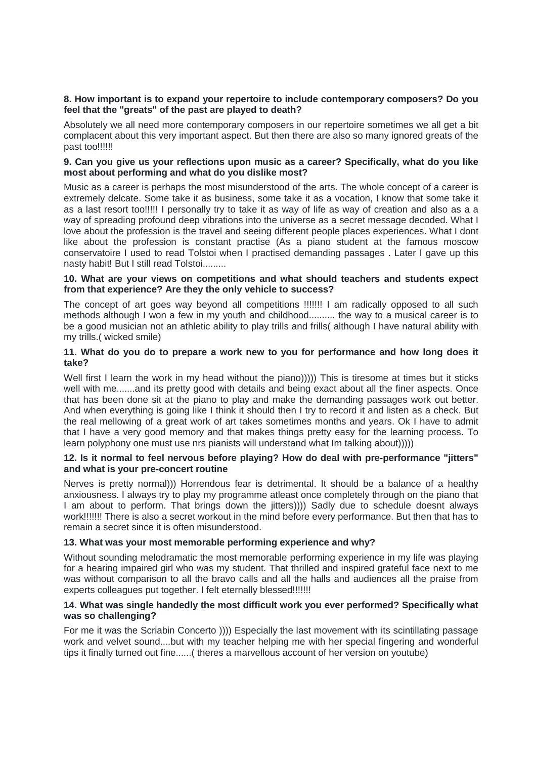**8. How important is to expand your repertoire to include contemporary composers? Do you feel that the "greats" of the past are played to death?**

Absolutely we all need more contemporary composers in our repertoire sometimes we all get a bit complacent about this very important aspect. But then there are also so many ignored greats of the past too!!!!!!

**9. Can you give us your reflections upon music as a career? Specifically, what do you like most about performing and what do you dislike most?**

Music as a career is perhaps the most misunderstood of the arts. The whole concept of a career is extremely delcate. Some take it as business, some take it as a vocation, I know that some take it as a last resort too!!!!! I personally try to take it as way of life as way of creation and also as a a way of spreading profound deep vibrations into the universe as a secret message decoded. What I love about the profession is the travel and seeing different people places experiences. What I dont like about the profession is constant practise (As a piano student at the famous moscow conservatoire I used to read Tolstoi when I practised demanding passages . Later I gave up this nasty habit! But I still read Tolstoi.........

**10. What are your views on competitions and what should teachers and students expect from that experience? Are they the only vehicle to success?**

The concept of art goes way beyond all competitions !!!!!!! I am radically opposed to all such methods although I won a few in my youth and childhood.......... the way to a musical career is to be a good musician not an athletic ability to play trills and frills( although I have natural ability with my trills.( wicked smile)

**11. What do you do to prepare a work new to you for performance and how long does it take?**

Well first I learn the work in my head without the piano))))) This is tiresome at times but it sticks well with me.......and its pretty good with details and being exact about all the finer aspects. Once that has been done sit at the piano to play and make the demanding passages work out better. And when everything is going like I think it should then I try to record it and listen as a check. But the real mellowing of a great work of art takes sometimes months and years. Ok I have to admit that I have a very good memory and that makes things pretty easy for the learning process. To learn polyphony one must use nrs pianists will understand what Im talking about)))))

**12. Is it normal to feel nervous before playing? How do deal with pre-performance "jitters" and what is your pre-concert routine**

Nerves is pretty normal))) Horrendous fear is detrimental. It should be a balance of a healthy anxiousness. I always try to play my programme atleast once completely through on the piano that I am about to perform. That brings down the jitters)))) Sadly due to schedule doesnt always work!!!!!!! There is also a secret workout in the mind before every performance. But then that has to remain a secret since it is often misunderstood.

**13. What was your most memorable performing experience and why?**

Without sounding melodramatic the most memorable performing experience in my life was playing for a hearing impaired girl who was my student. That thrilled and inspired grateful face next to me was without comparison to all the bravo calls and all the halls and audiences all the praise from experts colleagues put together. I felt eternally blessed!!!!!!!

**14. What was single handedly the most difficult work you ever performed? Specifically what was so challenging?**

For me it was the Scriabin Concerto )))) Especially the last movement with its scintillating passage work and velvet sound....but with my teacher helping me with her special fingering and wonderful tips it finally turned out fine......( theres a marvellous account of her version on youtube)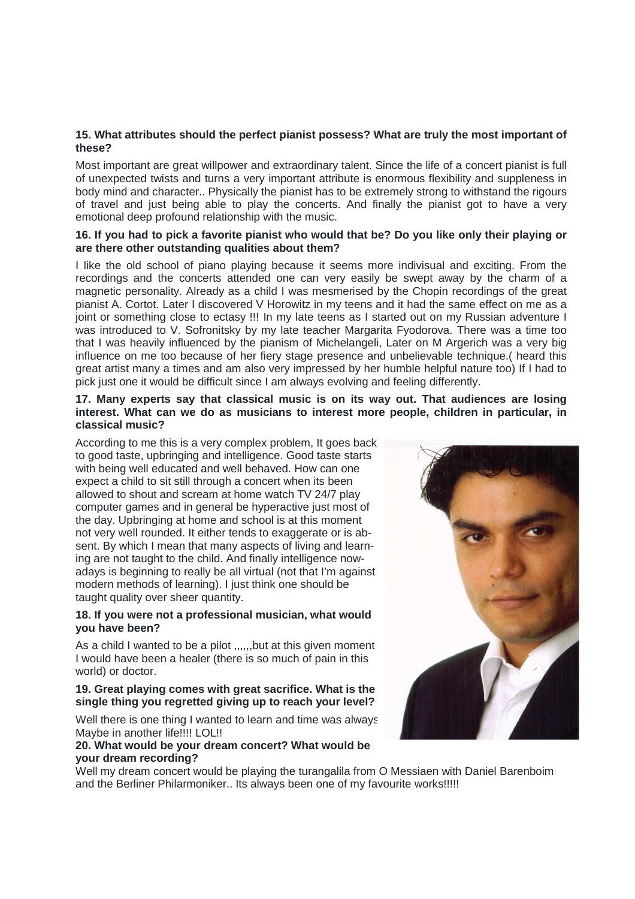**15. What attributes should the perfect pianist possess? What are truly the most important of these?**

Most important are great willpower and extraordinary talent. Since the life of a concert pianist is full of unexpected twists and turns a very important attribute is enormous flexibility and suppleness in body mind and character.. Physically the pianist has to be extremely strong to withstand the rigours of travel and just being able to play the concerts. And finally the pianist got to have a very emotional deep profound relationship with the music.

**16. If you had to pick a favorite pianist who would that be? Do you like only their playing or are there other outstanding qualities about them?**

I like the old school of piano playing because it seems more indivisual and exciting. From the recordings and the concerts attended one can very easily be swept away by the charm of a magnetic personality. Already as a child I was mesmerised by the Chopin recordings of the great pianist A. Cortot. Later I discovered V Horowitz in my teens and it had the same effect on me as a joint or something close to ectasy !!! In my late teens as I started out on my Russian adventure I was introduced to V. Sofronitsky by my late teacher Margarita Fyodorova. There was a time too that I was heavily influenced by the pianism of Michelangeli, Later on M Argerich was a very big influence on me too because of her fiery stage presence and unbelievable technique.( heard this great artist many a times and am also very impressed by her humble helpful nature too) If I had to pick just one it would be difficult since I am always evolving and feeling differently.

**17. Many experts say that classical music is on its way out. That audiences are losing interest. What can we do as musicians to interest more people, children in particular, in classical music?**

According to me this is a very complex problem, It goes back to good taste, upbringing and intelligence. Good taste starts with being well educated and well behaved. How can one expect a child to sit still through a concert when its been allowed to shout and scream at home watch TV 24/7 play computer games and in general be hyperactive just most of the day. Upbringing at home and school is at this moment not very well rounded. It either tends to exaggerate or is absent. By which I mean that many aspects of living and learning are not taught to the child. And finally intelligence nowadays is beginning to really be all virtual (not that I'm against modern methods of learning). I just think one should be taught quality over sheer quantity.

**18. If you were not a professional musician, what would you have been?**

As a child I wanted to be a pilot ,,,,,,but at this given moment I would have been a healer (there is so much of pain in this world) or doctor.

**19. Great playing comes with great sacrifice. What is the single thing you regretted giving up to reach your level?**

Well there is one thing I wanted to learn and time was always Maybe in another life!!!! LOL!!

**20. What would be your dream concert? What would be your dream recording?**

Well my dream concert would be playing the turangalila from O Messiaen with Daniel Barenboim and the Berliner Philarmoniker.. Its always been one of my favourite works!!!!!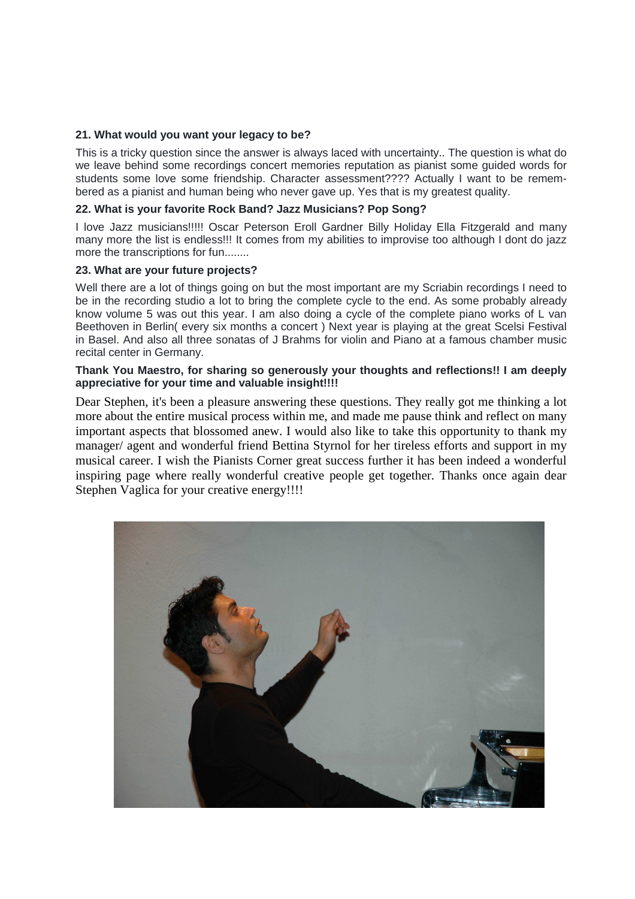**21. What would you want your legacy to be?**

This is a tricky question since the answer is always laced with uncertainty.. The question is what do we leave behind some recordings concert memories reputation as pianist some guided words for students some love some friendship. Character assessment???? Actually I want to be remembered as a pianist and human being who never gave up. Yes that is my greatest quality.

**22. What is your favorite Rock Band? Jazz Musicians? Pop Song?**

I love Jazz musicians!!!!! Oscar Peterson Eroll Gardner Billy Holiday Ella Fitzgerald and many many more the list is endless!!! It comes from my abilities to improvise too although I dont do jazz more the transcriptions for fun........

**23. What are your future projects?**

Well there are a lot of things going on but the most important are my Scriabin recordings I need to be in the recording studio a lot to bring the complete cycle to the end. As some probably already know volume 5 was out this year. I am also doing a cycle of the complete piano works of L van Beethoven in Berlin( every six months a concert ) Next year is playing at the great Scelsi Festival in Basel. And also all three sonatas of J Brahms for violin and Piano at a famous chamber music recital center in Germany.

**Thank You Maestro, for sharing so generously your thoughts and reflections!! I am deeply appreciative for your time and valuable insight!!!!**

Dear Stephen, it's been a pleasure answering these questions. They really got me thinking a lot more about the entire musical process within me, and made me pause think and reflect on many important aspects that blossomed anew. I would also like to take this opportunity to thank my manager/ agent and wonderful friend Bettina Styrnol for her tireless efforts and support in my musical career. I wish the Pianists Corner great success further it has been indeed a wonderful inspiring page where really wonderful creative people get together. Thanks once again dear Stephen Vaglica for your creative energy!!!!